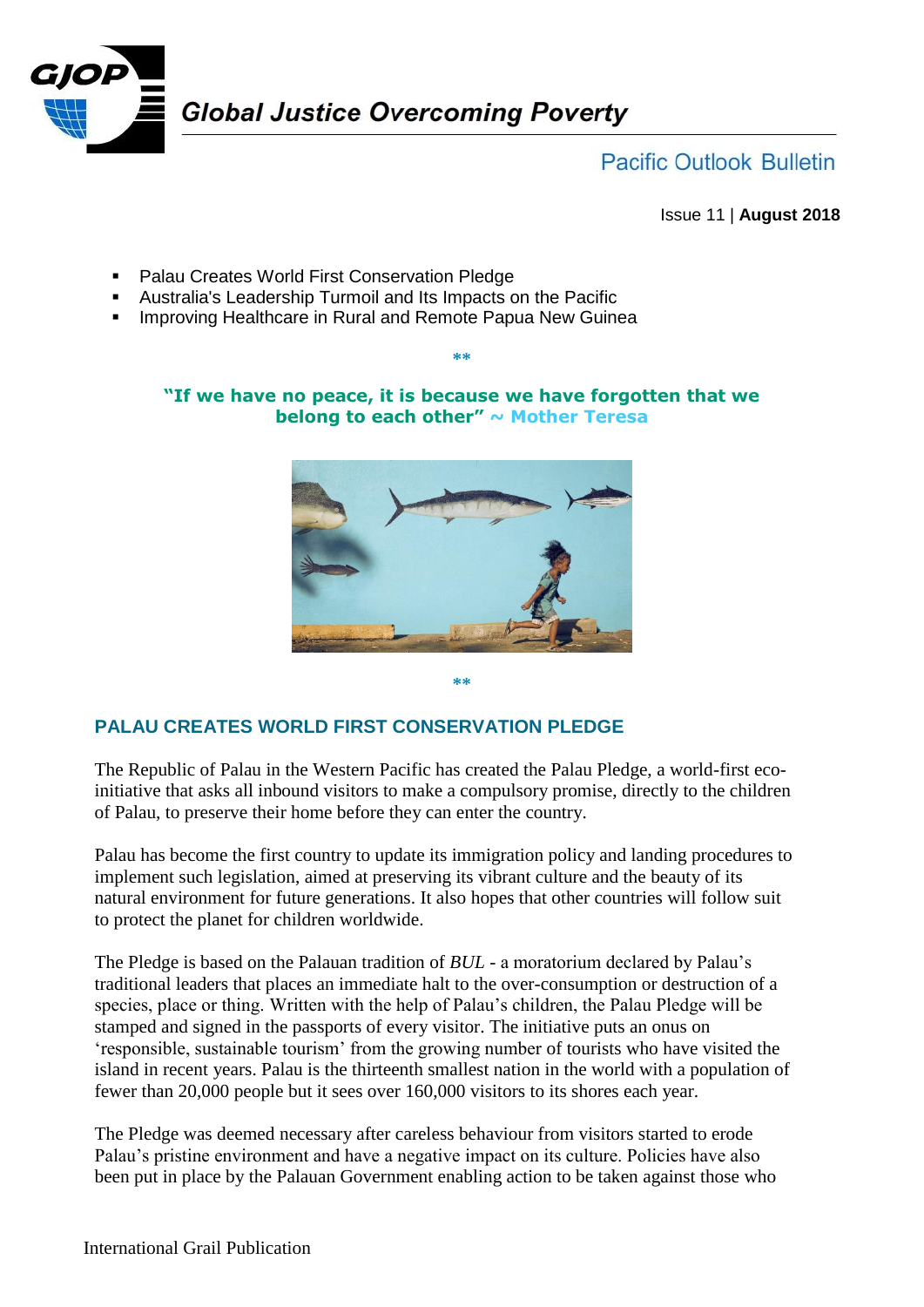# Global Justice Overcoming Poverty

## Pacific Outlook Bulletin

Issue 11 | **August 2018**

- Palau Creates World First Conservation Pledge
- Australia's Leadership Turmoil and Its Impacts on the Pacific
- Improving Healthcare in Rural and Remote Papua New Guinea

**

**"If we have no peace, it is because we have forgotten that we belong to each other" ~ Mother Teresa**

**

## PALAU CREATES WORLD FIRST CONSERVATION PLEDGE

The Republic of Palau in the Western Pacific has created the Palau Pledge, a world-first eco-initiative that asks all inbound visitors to make a compulsory promise, directly to the children of Palau, to preserve their home before they can enter the country.

Palau has become the first country to update its immigration policy and landing procedures to implement such legislation, aimed at preserving its vibrant culture and the beauty of its natural environment for future generations. It also hopes that other countries will follow suit to protect the planet for children worldwide.

The Pledge is based on the Palauan tradition of *BUL* - a moratorium declared by Palau's traditional leaders that places an immediate halt to the over-consumption or destruction of a species, place or thing. Written with the help of Palau's children, the Palau Pledge will be stamped and signed in the passports of every visitor. The initiative puts an onus on 'responsible, sustainable tourism' from the growing number of tourists who have visited the island in recent years. Palau is the thirteenth smallest nation in the world with a population of fewer than 20,000 people but it sees over 160,000 visitors to its shores each year.

The Pledge was deemed necessary after careless behaviour from visitors started to erode Palau's pristine environment and have a negative impact on its culture. Policies have also been put in place by the Palauan Government enabling action to be taken against those who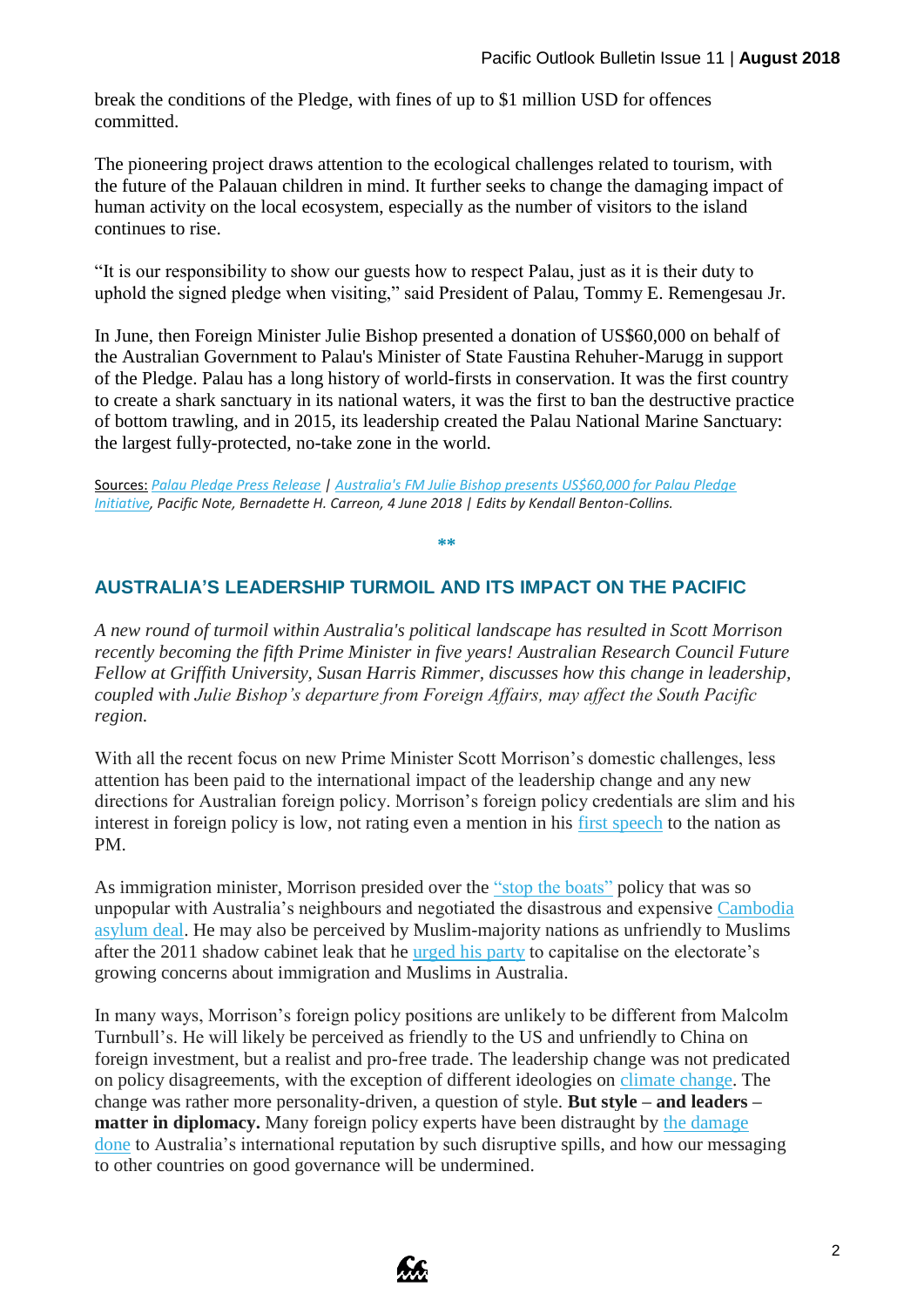break the conditions of the Pledge, with fines of up to $1 million USD for offences committed.

The pioneering project draws attention to the ecological challenges related to tourism, with the future of the Palauan children in mind. It further seeks to change the damaging impact of human activity on the local ecosystem, especially as the number of visitors to the island continues to rise.

"It is our responsibility to show our guests how to respect Palau, just as it is their duty to uphold the signed pledge when visiting," said President of Palau, Tommy E. Remengesau Jr.

In June, then Foreign Minister Julie Bishop presented a donation of US$60,000 on behalf of the Australian Government to Palau's Minister of State Faustina Rehuher-Marugg in support of the Pledge. Palau has a long history of world-firsts in conservation. It was the first country to create a shark sanctuary in its national waters, it was the first to ban the destructive practice of bottom trawling, and in 2015, its leadership created the Palau National Marine Sanctuary: the largest fully-protected, no-take zone in the world.

Sources: *Palau Pledge Press Release | Australia's FM Julie Bishop presents US$60,000 for Palau Pledge Initiative, Pacific Note, Bernadette H. Carreon, 4 June 2018 | Edits by Kendall Benton-Collins.*

**

## AUSTRALIA'S LEADERSHIP TURMOIL AND ITS IMPACT ON THE PACIFIC

*A new round of turmoil within Australia's political landscape has resulted in Scott Morrison recently becoming the fifth Prime Minister in five years! Australian Research Council Future Fellow at Griffith University, Susan Harris Rimmer, discusses how this change in leadership, coupled with Julie Bishop's departure from Foreign Affairs, may affect the South Pacific region.*

With all the recent focus on new Prime Minister Scott Morrison's domestic challenges, less attention has been paid to the international impact of the leadership change and any new directions for Australian foreign policy. Morrison's foreign policy credentials are slim and his interest in foreign policy is low, not rating even a mention in his first speech to the nation as PM.

As immigration minister, Morrison presided over the "stop the boats" policy that was so unpopular with Australia's neighbours and negotiated the disastrous and expensive Cambodia asylum deal. He may also be perceived by Muslim-majority nations as unfriendly to Muslims after the 2011 shadow cabinet leak that he urged his party to capitalise on the electorate's growing concerns about immigration and Muslims in Australia.

In many ways, Morrison's foreign policy positions are unlikely to be different from Malcolm Turnbull's. He will likely be perceived as friendly to the US and unfriendly to China on foreign investment, but a realist and pro-free trade. The leadership change was not predicated on policy disagreements, with the exception of different ideologies on climate change. The change was rather more personality-driven, a question of style. **But style – and leaders – matter in diplomacy.** Many foreign policy experts have been distraught by the damage done to Australia's international reputation by such disruptive spills, and how our messaging to other countries on good governance will be undermined.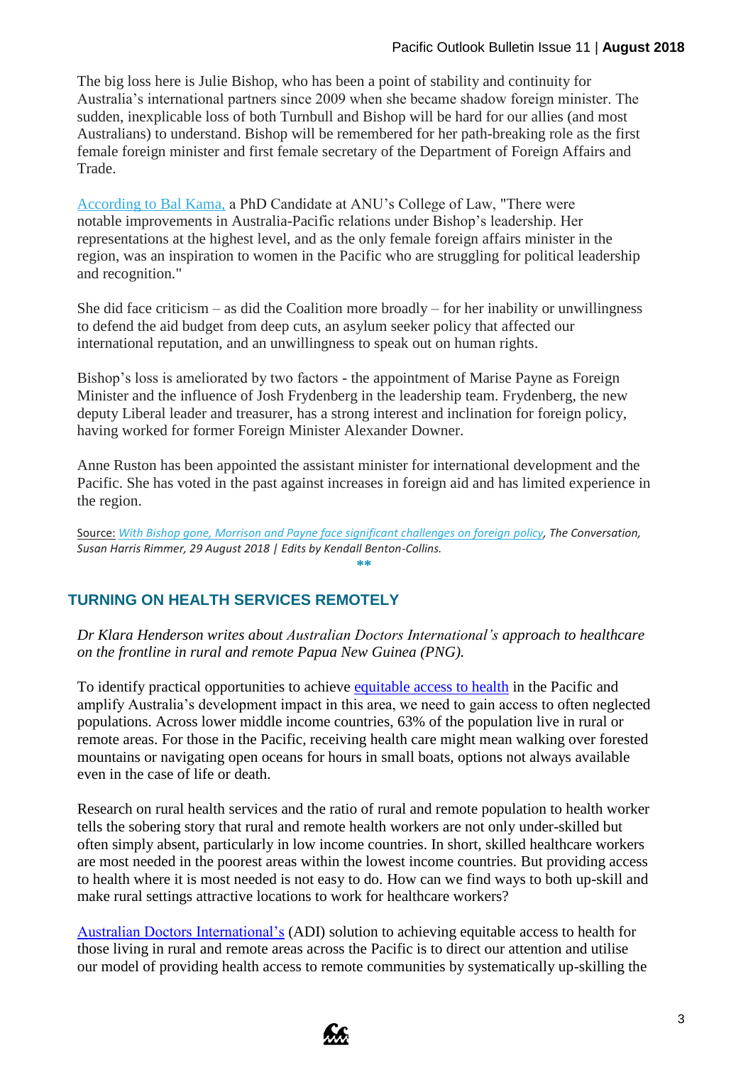The big loss here is Julie Bishop, who has been a point of stability and continuity for Australia's international partners since 2009 when she became shadow foreign minister. The sudden, inexplicable loss of both Turnbull and Bishop will be hard for our allies (and most Australians) to understand. Bishop will be remembered for her path-breaking role as the first female foreign minister and first female secretary of the Department of Foreign Affairs and Trade.

According to Bal Kama, a PhD Candidate at ANU's College of Law, "There were notable improvements in Australia-Pacific relations under Bishop's leadership. Her representations at the highest level, and as the only female foreign affairs minister in the region, was an inspiration to women in the Pacific who are struggling for political leadership and recognition."

She did face criticism – as did the Coalition more broadly – for her inability or unwillingness to defend the aid budget from deep cuts, an asylum seeker policy that affected our international reputation, and an unwillingness to speak out on human rights.

Bishop's loss is ameliorated by two factors - the appointment of Marise Payne as Foreign Minister and the influence of Josh Frydenberg in the leadership team. Frydenberg, the new deputy Liberal leader and treasurer, has a strong interest and inclination for foreign policy, having worked for former Foreign Minister Alexander Downer.

Anne Ruston has been appointed the assistant minister for international development and the Pacific. She has voted in the past against increases in foreign aid and has limited experience in the region.

Source: *With Bishop gone, Morrison and Payne face significant challenges on foreign policy, The Conversation, Susan Harris Rimmer, 29 August 2018 | Edits by Kendall Benton-Collins.*

**

## TURNING ON HEALTH SERVICES REMOTELY

*Dr Klara Henderson writes about Australian Doctors International's approach to healthcare on the frontline in rural and remote Papua New Guinea (PNG).*

To identify practical opportunities to achieve equitable access to health in the Pacific and amplify Australia's development impact in this area, we need to gain access to often neglected populations. Across lower middle income countries, 63% of the population live in rural or remote areas. For those in the Pacific, receiving health care might mean walking over forested mountains or navigating open oceans for hours in small boats, options not always available even in the case of life or death.

Research on rural health services and the ratio of rural and remote population to health worker tells the sobering story that rural and remote health workers are not only under-skilled but often simply absent, particularly in low income countries. In short, skilled healthcare workers are most needed in the poorest areas within the lowest income countries. But providing access to health where it is most needed is not easy to do. How can we find ways to both up-skill and make rural settings attractive locations to work for healthcare workers?

Australian Doctors International's (ADI) solution to achieving equitable access to health for those living in rural and remote areas across the Pacific is to direct our attention and utilise our model of providing health access to remote communities by systematically up-skilling the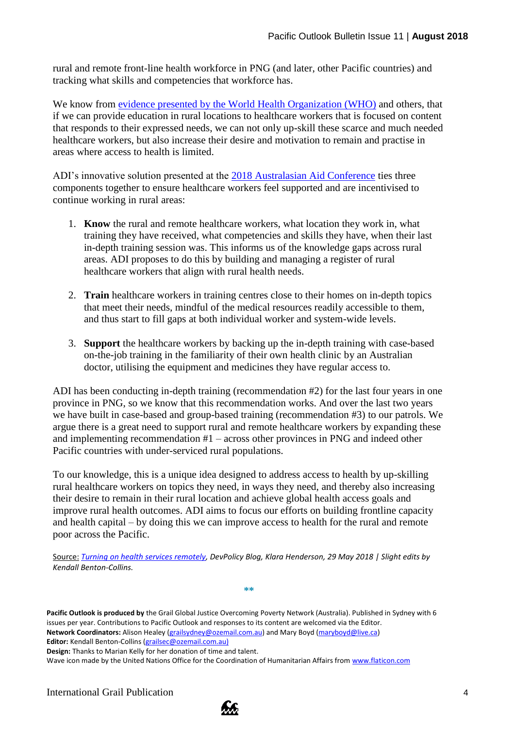rural and remote front-line health workforce in PNG (and later, other Pacific countries) and tracking what skills and competencies that workforce has.

We know from evidence presented by the World Health Organization (WHO) and others, that if we can provide education in rural locations to healthcare workers that is focused on content that responds to their expressed needs, we can not only up-skill these scarce and much needed healthcare workers, but also increase their desire and motivation to remain and practise in areas where access to health is limited.

ADI's innovative solution presented at the 2018 Australasian Aid Conference ties three components together to ensure healthcare workers feel supported and are incentivised to continue working in rural areas:

1. **Know** the rural and remote healthcare workers, what location they work in, what training they have received, what competencies and skills they have, when their last in-depth training session was. This informs us of the knowledge gaps across rural areas. ADI proposes to do this by building and managing a register of rural healthcare workers that align with rural health needs.

2. **Train** healthcare workers in training centres close to their homes on in-depth topics that meet their needs, mindful of the medical resources readily accessible to them, and thus start to fill gaps at both individual worker and system-wide levels.

3. **Support** the healthcare workers by backing up the in-depth training with case-based on-the-job training in the familiarity of their own health clinic by an Australian doctor, utilising the equipment and medicines they have regular access to.

ADI has been conducting in-depth training (recommendation #2) for the last four years in one province in PNG, so we know that this recommendation works. And over the last two years we have built in case-based and group-based training (recommendation #3) to our patrols. We argue there is a great need to support rural and remote healthcare workers by expanding these and implementing recommendation #1 – across other provinces in PNG and indeed other Pacific countries with under-serviced rural populations.

To our knowledge, this is a unique idea designed to address access to health by up-skilling rural healthcare workers on topics they need, in ways they need, and thereby also increasing their desire to remain in their rural location and achieve global health access goals and improve rural health outcomes. ADI aims to focus our efforts on building frontline capacity and health capital – by doing this we can improve access to health for the rural and remote poor across the Pacific.

Source: *Turning on health services remotely, DevPolicy Blog, Klara Henderson, 29 May 2018 | Slight edits by Kendall Benton-Collins.*

**

**Pacific Outlook is produced by** the Grail Global Justice Overcoming Poverty Network (Australia). Published in Sydney with 6 issues per year. Contributions to Pacific Outlook and responses to its content are welcomed via the Editor.
**Network Coordinators:** Alison Healey (grailsydney@ozemail.com.au) and Mary Boyd (maryboyd@live.ca)
**Editor:** Kendall Benton-Collins (grailsec@ozemail.com.au)
**Design:** Thanks to Marian Kelly for her donation of time and talent.
Wave icon made by the United Nations Office for the Coordination of Humanitarian Affairs from www.flaticon.com